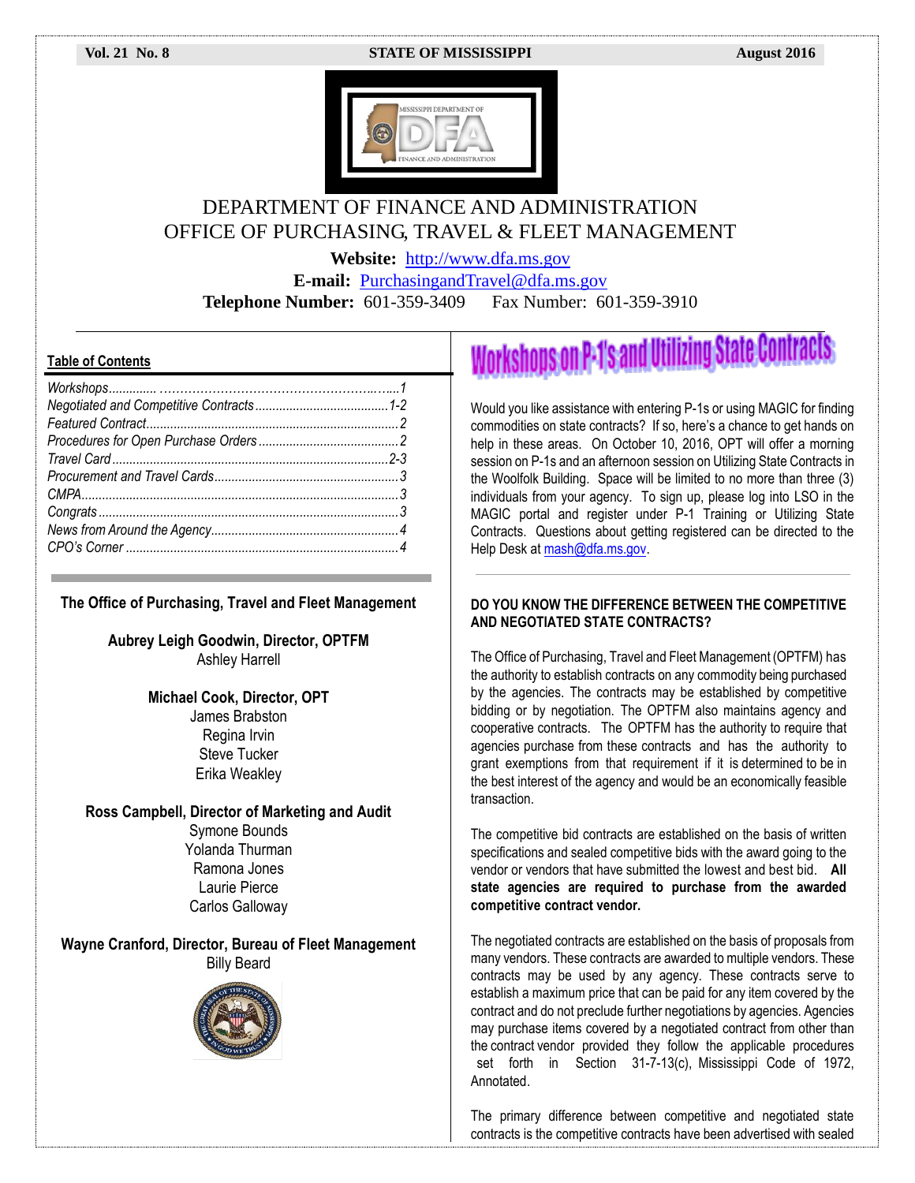Vol. 21 No. 8 STATE OF MISSISSIPPI August 2016

# DEPARTMENT OF FINANCE AND ADMINISTRATION
# OFFICE OF PURCHASING, TRAVEL & FLEET MANAGEMENT

**Website:** http://www.dfa.ms.gov
**E-mail:** PurchasingandTravel@dfa.ms.gov
**Telephone Number:** 601-359-3409 Fax Number: 601-359-3910

## Table of Contents

*Workshops............................................................1*
*Negotiated and Competitive Contracts.......................1-2*
*Featured Contract.........................................................2*
*Procedures for Open Purchase Orders.........................2*
*Travel Card................................................................2-3*
*Procurement and Travel Cards.....................................3*
*CMPA...........................................................................3*
*Congrats.......................................................................3*
*News from Around the Agency......................................4*
*CPO's Corner ...............................................................4*

**The Office of Purchasing, Travel and Fleet Management**

**Aubrey Leigh Goodwin, Director, OPTFM**
Ashley Harrell

**Michael Cook, Director, OPT**
James Brabston
Regina Irvin
Steve Tucker
Erika Weakley

**Ross Campbell, Director of Marketing and Audit**
Symone Bounds
Yolanda Thurman
Ramona Jones
Laurie Pierce
Carlos Galloway

**Wayne Cranford, Director, Bureau of Fleet Management**
Billy Beard

## Workshops on P-1's and Utilizing State Contracts

Would you like assistance with entering P-1s or using MAGIC for finding commodities on state contracts? If so, here's a chance to get hands on help in these areas. On October 10, 2016, OPT will offer a morning session on P-1s and an afternoon session on Utilizing State Contracts in the Woolfolk Building. Space will be limited to no more than three (3) individuals from your agency. To sign up, please log into LSO in the MAGIC portal and register under P-1 Training or Utilizing State Contracts. Questions about getting registered can be directed to the Help Desk at mash@dfa.ms.gov.

### DO YOU KNOW THE DIFFERENCE BETWEEN THE COMPETITIVE AND NEGOTIATED STATE CONTRACTS?

The Office of Purchasing, Travel and Fleet Management (OPTFM) has the authority to establish contracts on any commodity being purchased by the agencies. The contracts may be established by competitive bidding or by negotiation. The OPTFM also maintains agency and cooperative contracts. The OPTFM has the authority to require that agencies purchase from these contracts and has the authority to grant exemptions from that requirement if it is determined to be in the best interest of the agency and would be an economically feasible transaction.

The competitive bid contracts are established on the basis of written specifications and sealed competitive bids with the award going to the vendor or vendors that have submitted the lowest and best bid. **All state agencies are required to purchase from the awarded competitive contract vendor.**

The negotiated contracts are established on the basis of proposals from many vendors. These contracts are awarded to multiple vendors. These contracts may be used by any agency. These contracts serve to establish a maximum price that can be paid for any item covered by the contract and do not preclude further negotiations by agencies. Agencies may purchase items covered by a negotiated contract from other than the contract vendor provided they follow the applicable procedures set forth in Section 31-7-13(c), Mississippi Code of 1972, Annotated.

The primary difference between competitive and negotiated state contracts is the competitive contracts have been advertised with sealed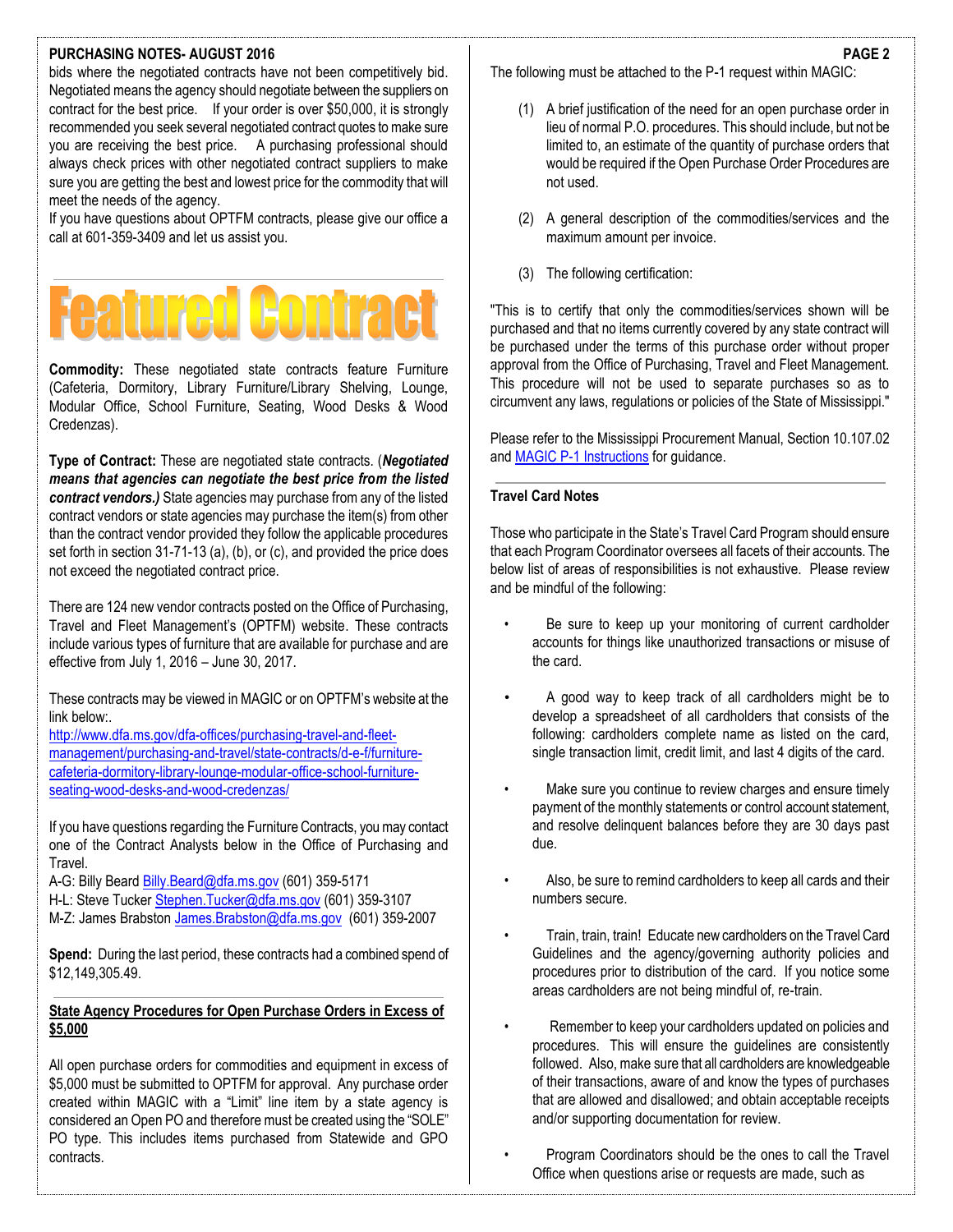bids where the negotiated contracts have not been competitively bid. Negotiated means the agency should negotiate between the suppliers on contract for the best price. If your order is over $50,000, it is strongly recommended you seek several negotiated contract quotes to make sure you are receiving the best price. A purchasing professional should always check prices with other negotiated contract suppliers to make sure you are getting the best and lowest price for the commodity that will meet the needs of the agency.

If you have questions about OPTFM contracts, please give our office a call at 601-359-3409 and let us assist you.

# Featured Contract

**Commodity:** These negotiated state contracts feature Furniture (Cafeteria, Dormitory, Library Furniture/Library Shelving, Lounge, Modular Office, School Furniture, Seating, Wood Desks & Wood Credenzas).

**Type of Contract:** These are negotiated state contracts. (***Negotiated means that agencies can negotiate the best price from the listed contract vendors.)*** State agencies may purchase from any of the listed contract vendors or state agencies may purchase the item(s) from other than the contract vendor provided they follow the applicable procedures set forth in section 31-71-13 (a), (b), or (c), and provided the price does not exceed the negotiated contract price.

There are 124 new vendor contracts posted on the Office of Purchasing, Travel and Fleet Management's (OPTFM) website. These contracts include various types of furniture that are available for purchase and are effective from July 1, 2016 – June 30, 2017.

These contracts may be viewed in MAGIC or on OPTFM's website at the link below:.
http://www.dfa.ms.gov/dfa-offices/purchasing-travel-and-fleet-management/purchasing-and-travel/state-contracts/d-e-f/furniture-cafeteria-dormitory-library-lounge-modular-office-school-furniture-seating-wood-desks-and-wood-credenzas/

If you have questions regarding the Furniture Contracts, you may contact one of the Contract Analysts below in the Office of Purchasing and Travel.
A-G: Billy Beard Billy.Beard@dfa.ms.gov (601) 359-5171
H-L: Steve Tucker Stephen.Tucker@dfa.ms.gov (601) 359-3107
M-Z: James Brabston James.Brabston@dfa.ms.gov (601) 359-2007

**Spend:** During the last period, these contracts had a combined spend of $12,149,305.49.

## State Agency Procedures for Open Purchase Orders in Excess of $5,000

All open purchase orders for commodities and equipment in excess of $5,000 must be submitted to OPTFM for approval. Any purchase order created within MAGIC with a "Limit" line item by a state agency is considered an Open PO and therefore must be created using the "SOLE" PO type. This includes items purchased from Statewide and GPO contracts.

The following must be attached to the P-1 request within MAGIC:

(1) A brief justification of the need for an open purchase order in lieu of normal P.O. procedures. This should include, but not be limited to, an estimate of the quantity of purchase orders that would be required if the Open Purchase Order Procedures are not used.

(2) A general description of the commodities/services and the maximum amount per invoice.

(3) The following certification:

"This is to certify that only the commodities/services shown will be purchased and that no items currently covered by any state contract will be purchased under the terms of this purchase order without proper approval from the Office of Purchasing, Travel and Fleet Management. This procedure will not be used to separate purchases so as to circumvent any laws, regulations or policies of the State of Mississippi."

Please refer to the Mississippi Procurement Manual, Section 10.107.02 and MAGIC P-1 Instructions for guidance.

## Travel Card Notes

Those who participate in the State's Travel Card Program should ensure that each Program Coordinator oversees all facets of their accounts. The below list of areas of responsibilities is not exhaustive. Please review and be mindful of the following:

- Be sure to keep up your monitoring of current cardholder accounts for things like unauthorized transactions or misuse of the card.
- A good way to keep track of all cardholders might be to develop a spreadsheet of all cardholders that consists of the following: cardholders complete name as listed on the card, single transaction limit, credit limit, and last 4 digits of the card.
- Make sure you continue to review charges and ensure timely payment of the monthly statements or control account statement, and resolve delinquent balances before they are 30 days past due.
- Also, be sure to remind cardholders to keep all cards and their numbers secure.
- Train, train, train! Educate new cardholders on the Travel Card Guidelines and the agency/governing authority policies and procedures prior to distribution of the card. If you notice some areas cardholders are not being mindful of, re-train.
- Remember to keep your cardholders updated on policies and procedures. This will ensure the guidelines are consistently followed. Also, make sure that all cardholders are knowledgeable of their transactions, aware of and know the types of purchases that are allowed and disallowed; and obtain acceptable receipts and/or supporting documentation for review.
- Program Coordinators should be the ones to call the Travel Office when questions arise or requests are made, such as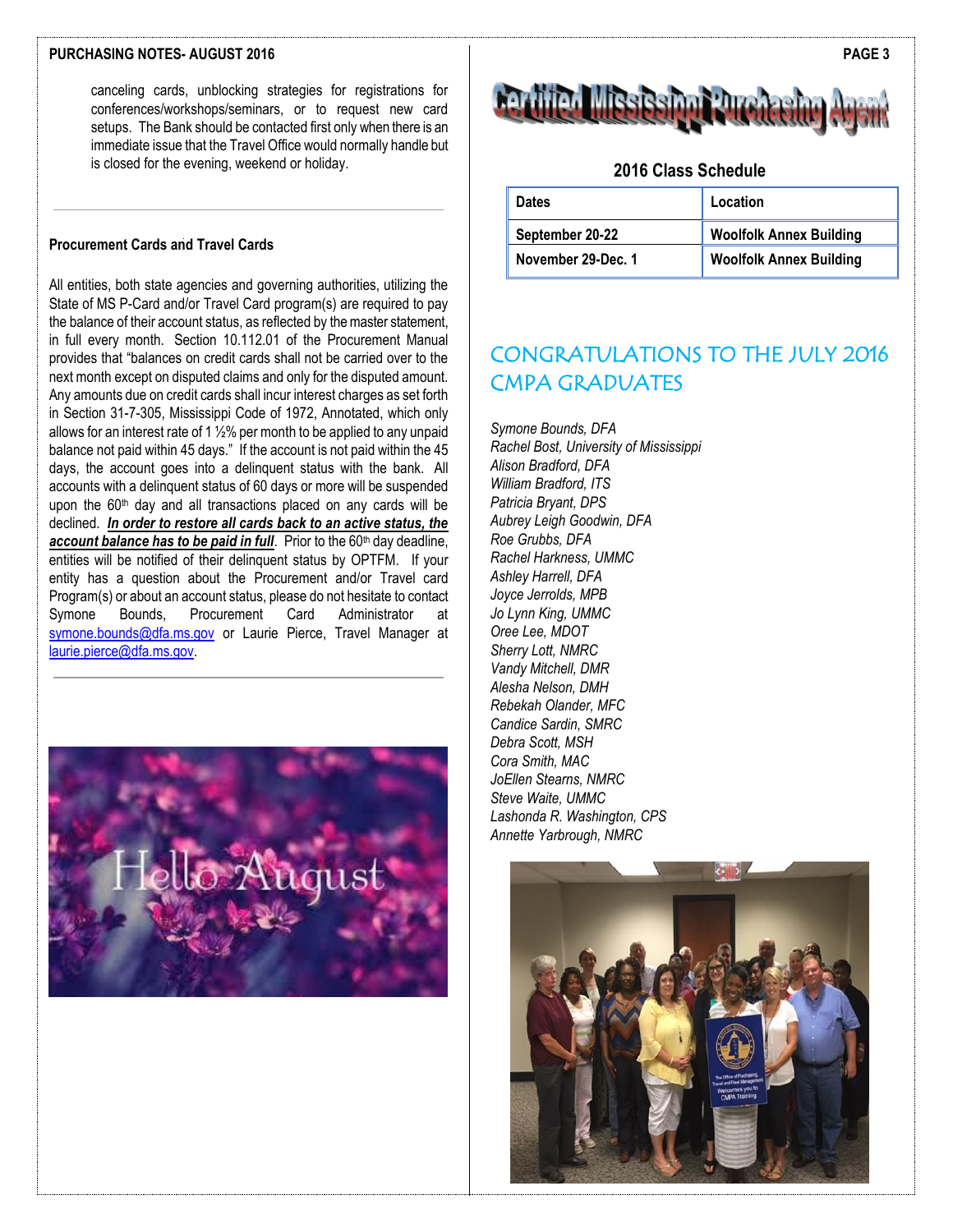canceling cards, unblocking strategies for registrations for conferences/workshops/seminars, or to request new card setups. The Bank should be contacted first only when there is an immediate issue that the Travel Office would normally handle but is closed for the evening, weekend or holiday.

---

**Procurement Cards and Travel Cards**

All entities, both state agencies and governing authorities, utilizing the State of MS P-Card and/or Travel Card program(s) are required to pay the balance of their account status, as reflected by the master statement, in full every month. Section 10.112.01 of the Procurement Manual provides that "balances on credit cards shall not be carried over to the next month except on disputed claims and only for the disputed amount. Any amounts due on credit cards shall incur interest charges as set forth in Section 31-7-305, Mississippi Code of 1972, Annotated, which only allows for an interest rate of 1 ½% per month to be applied to any unpaid balance not paid within 45 days." If the account is not paid within the 45 days, the account goes into a delinquent status with the bank. All accounts with a delinquent status of 60 days or more will be suspended upon the 60th day and all transactions placed on any cards will be declined. ***In order to restore all cards back to an active status, the account balance has to be paid in full***. Prior to the 60th day deadline, entities will be notified of their delinquent status by OPTFM. If your entity has a question about the Procurement and/or Travel card Program(s) or about an account status, please do not hesitate to contact Symone Bounds, Procurement Card Administrator at symone.bounds@dfa.ms.gov or Laurie Pierce, Travel Manager at laurie.pierce@dfa.ms.gov.

---

Hello August

# Certified Mississippi Purchasing Agent

**2016 Class Schedule**

| Dates | Location |
|---|---|
| September 20-22 | Woolfolk Annex Building |
| November 29-Dec. 1 | Woolfolk Annex Building |

## CONGRATULATIONS TO THE JULY 2016 CMPA GRADUATES

*Symone Bounds, DFA*
*Rachel Bost, University of Mississippi*
*Alison Bradford, DFA*
*William Bradford, ITS*
*Patricia Bryant, DPS*
*Aubrey Leigh Goodwin, DFA*
*Roe Grubbs, DFA*
*Rachel Harkness, UMMC*
*Ashley Harrell, DFA*
*Joyce Jerrolds, MPB*
*Jo Lynn King, UMMC*
*Oree Lee, MDOT*
*Sherry Lott, NMRC*
*Vandy Mitchell, DMR*
*Alesha Nelson, DMH*
*Rebekah Olander, MFC*
*Candice Sardin, SMRC*
*Debra Scott, MSH*
*Cora Smith, MAC*
*JoEllen Stearns, NMRC*
*Steve Waite, UMMC*
*Lashonda R. Washington, CPS*
*Annette Yarbrough, NMRC*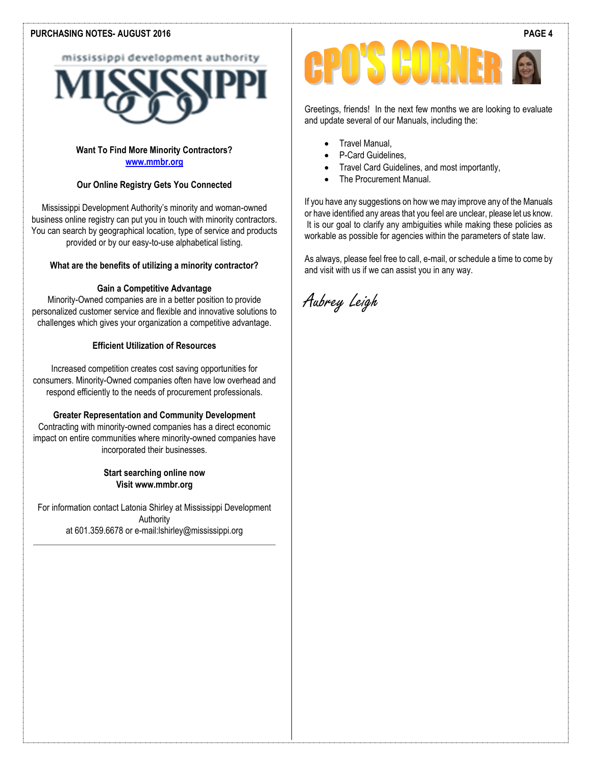mississippi development authority

MISSISSIPPI

**Want To Find More Minority Contractors?**
**www.mmbr.org**

**Our Online Registry Gets You Connected**

Mississippi Development Authority's minority and woman-owned business online registry can put you in touch with minority contractors. You can search by geographical location, type of service and products provided or by our easy-to-use alphabetical listing.

**What are the benefits of utilizing a minority contractor?**

**Gain a Competitive Advantage**
Minority-Owned companies are in a better position to provide personalized customer service and flexible and innovative solutions to challenges which gives your organization a competitive advantage.

**Efficient Utilization of Resources**

Increased competition creates cost saving opportunities for consumers. Minority-Owned companies often have low overhead and respond efficiently to the needs of procurement professionals.

**Greater Representation and Community Development**
Contracting with minority-owned companies has a direct economic impact on entire communities where minority-owned companies have incorporated their businesses.

**Start searching online now**
**Visit www.mmbr.org**

For information contact Latonia Shirley at Mississippi Development Authority
at 601.359.6678 or e-mail:lshirley@mississippi.org

---

# CPO'S CORNER

Greetings, friends! In the next few months we are looking to evaluate and update several of our Manuals, including the:

- Travel Manual,
- P-Card Guidelines,
- Travel Card Guidelines, and most importantly,
- The Procurement Manual.

If you have any suggestions on how we may improve any of the Manuals or have identified any areas that you feel are unclear, please let us know. It is our goal to clarify any ambiguities while making these policies as workable as possible for agencies within the parameters of state law.

As always, please feel free to call, e-mail, or schedule a time to come by and visit with us if we can assist you in any way.

*Aubrey Leigh*